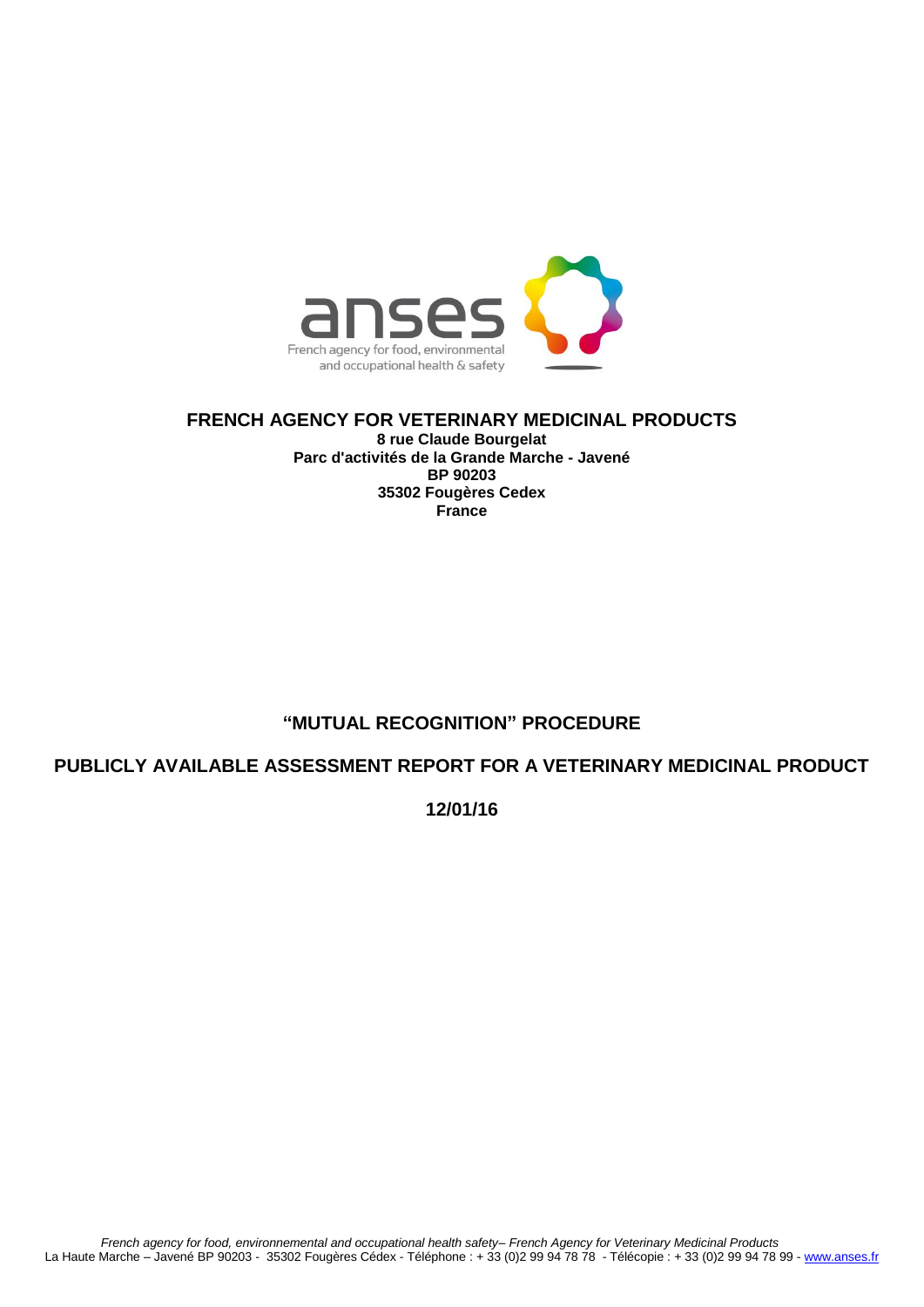anses

French agency for food, environmental and occupational health & safety

**FRENCH AGENCY FOR VETERINARY MEDICINAL PRODUCTS**
**8 rue Claude Bourgelat**
**Parc d'activités de la Grande Marche - Javené**
**BP 90203**
**35302 Fougères Cedex**
**France**

# "MUTUAL RECOGNITION" PROCEDURE

## PUBLICLY AVAILABLE ASSESSMENT REPORT FOR A VETERINARY MEDICINAL PRODUCT

**12/01/16**

*French agency for food, environnemental and occupational health safety– French Agency for Veterinary Medicinal Products*
La Haute Marche – Javené BP 90203 - 35302 Fougères Cédex - Téléphone : + 33 (0)2 99 94 78 78 - Télécopie : + 33 (0)2 99 94 78 99 - www.anses.fr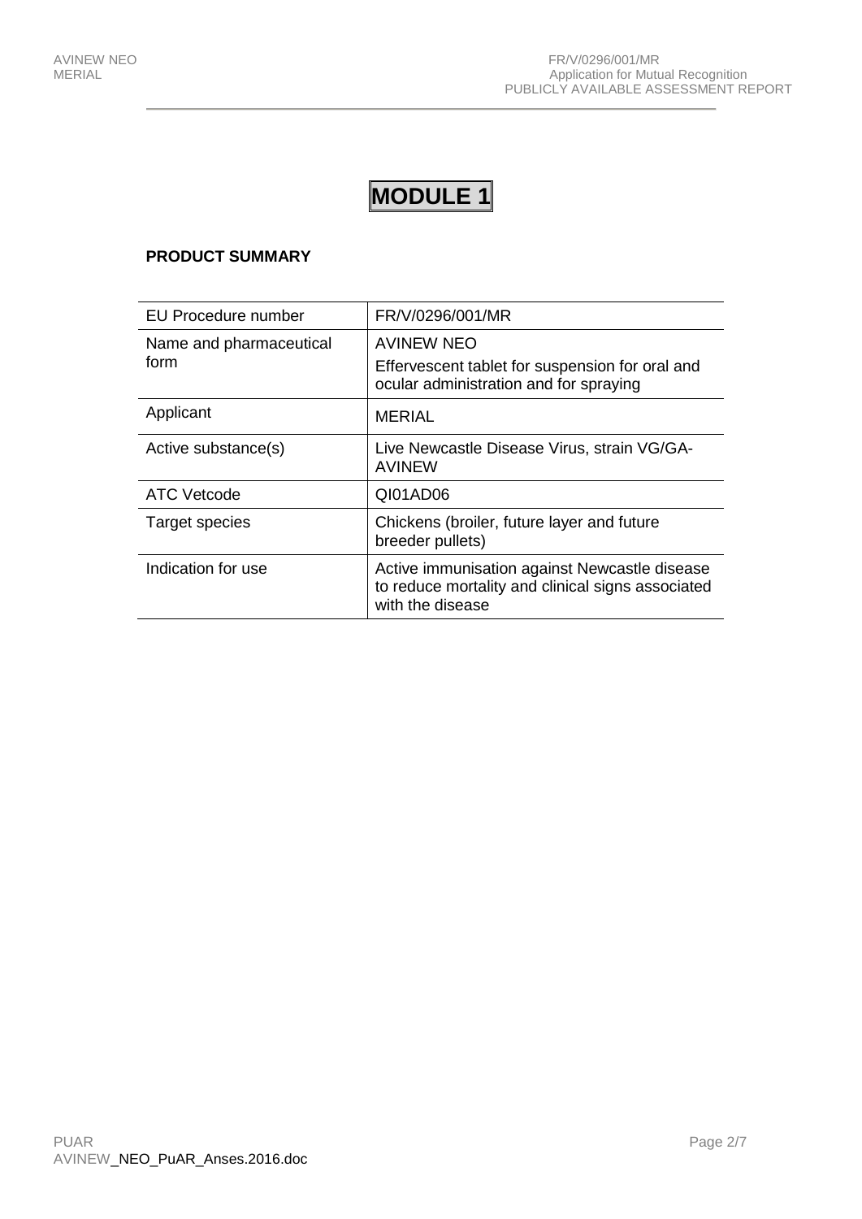# MODULE 1

**PRODUCT SUMMARY**

| EU Procedure number | FR/V/0296/001/MR |
|---|---|
| Name and pharmaceutical form | AVINEW NEO<br>Effervescent tablet for suspension for oral and ocular administration and for spraying |
| Applicant | MERIAL |
| Active substance(s) | Live Newcastle Disease Virus, strain VG/GA-AVINEW |
| ATC Vetcode | QI01AD06 |
| Target species | Chickens (broiler, future layer and future breeder pullets) |
| Indication for use | Active immunisation against Newcastle disease to reduce mortality and clinical signs associated with the disease |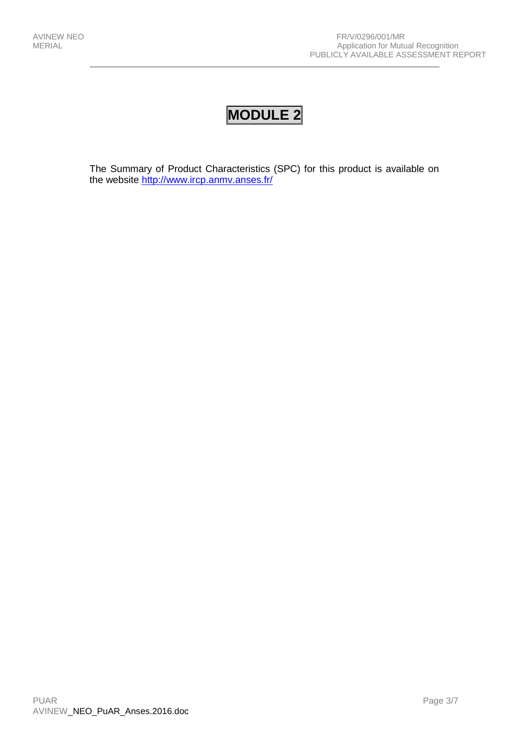# MODULE 2

The Summary of Product Characteristics (SPC) for this product is available on the website http://www.ircp.anmv.anses.fr/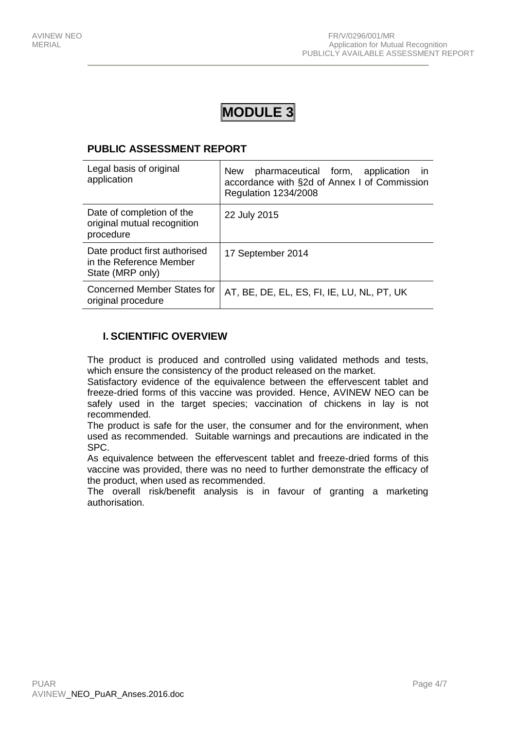# MODULE 3

## PUBLIC ASSESSMENT REPORT

| | |
|---|---|
| Legal basis of original application | New pharmaceutical form, application in accordance with §2d of Annex I of Commission Regulation 1234/2008 |
| Date of completion of the original mutual recognition procedure | 22 July 2015 |
| Date product first authorised in the Reference Member State (MRP only) | 17 September 2014 |
| Concerned Member States for original procedure | AT, BE, DE, EL, ES, FI, IE, LU, NL, PT, UK |

### I. SCIENTIFIC OVERVIEW

The product is produced and controlled using validated methods and tests, which ensure the consistency of the product released on the market.

Satisfactory evidence of the equivalence between the effervescent tablet and freeze-dried forms of this vaccine was provided. Hence, AVINEW NEO can be safely used in the target species; vaccination of chickens in lay is not recommended.

The product is safe for the user, the consumer and for the environment, when used as recommended. Suitable warnings and precautions are indicated in the SPC.

As equivalence between the effervescent tablet and freeze-dried forms of this vaccine was provided, there was no need to further demonstrate the efficacy of the product, when used as recommended.

The overall risk/benefit analysis is in favour of granting a marketing authorisation.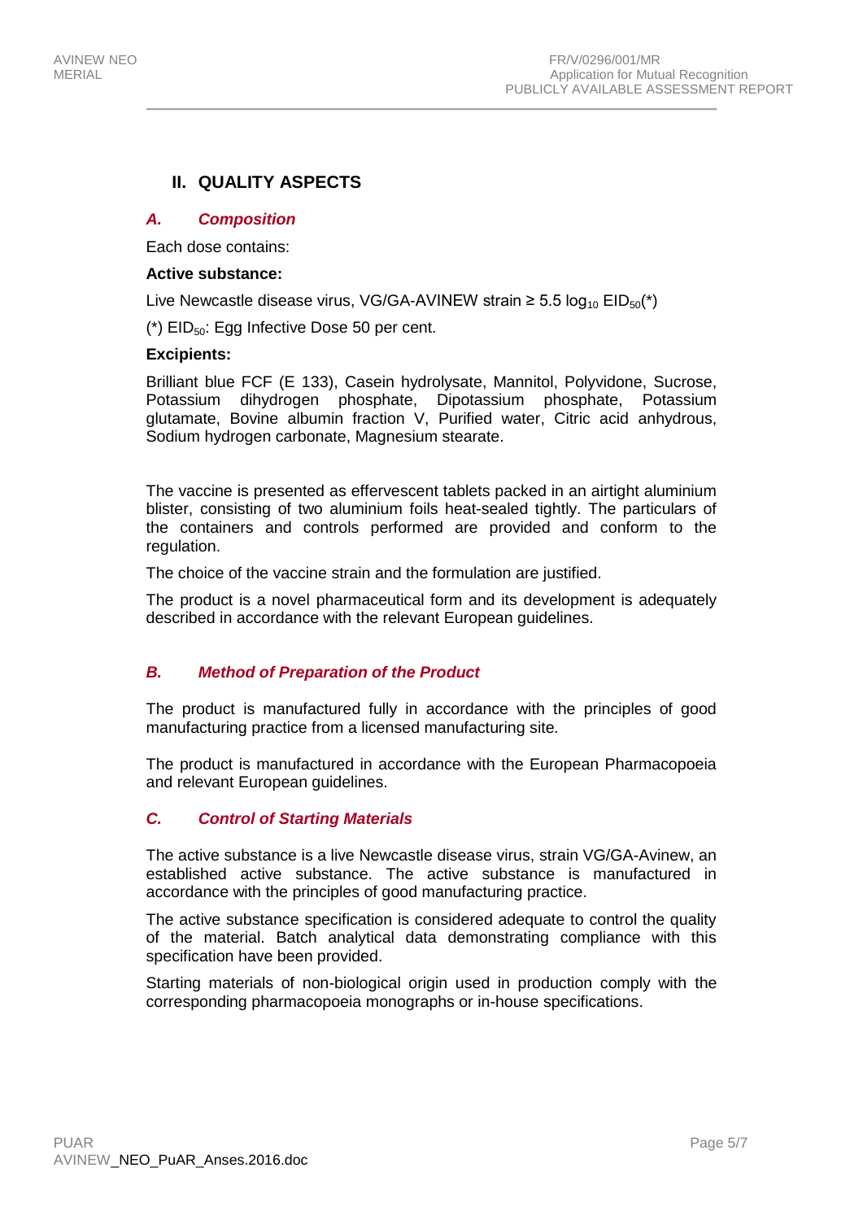## II. QUALITY ASPECTS

### *A. Composition*

Each dose contains:

**Active substance:**

Live Newcastle disease virus, VG/GA-AVINEW strain ≥ 5.5 $\log_{10}$ $EID_{50}$(*)

(*) $EID_{50}$: Egg Infective Dose 50 per cent.

**Excipients:**

Brilliant blue FCF (E 133), Casein hydrolysate, Mannitol, Polyvidone, Sucrose, Potassium dihydrogen phosphate, Dipotassium phosphate, Potassium glutamate, Bovine albumin fraction V, Purified water, Citric acid anhydrous, Sodium hydrogen carbonate, Magnesium stearate.

The vaccine is presented as effervescent tablets packed in an airtight aluminium blister, consisting of two aluminium foils heat-sealed tightly. The particulars of the containers and controls performed are provided and conform to the regulation.

The choice of the vaccine strain and the formulation are justified.

The product is a novel pharmaceutical form and its development is adequately described in accordance with the relevant European guidelines.

### *B. Method of Preparation of the Product*

The product is manufactured fully in accordance with the principles of good manufacturing practice from a licensed manufacturing site.

The product is manufactured in accordance with the European Pharmacopoeia and relevant European guidelines.

### *C. Control of Starting Materials*

The active substance is a live Newcastle disease virus, strain VG/GA-Avinew, an established active substance. The active substance is manufactured in accordance with the principles of good manufacturing practice.

The active substance specification is considered adequate to control the quality of the material. Batch analytical data demonstrating compliance with this specification have been provided.

Starting materials of non-biological origin used in production comply with the corresponding pharmacopoeia monographs or in-house specifications.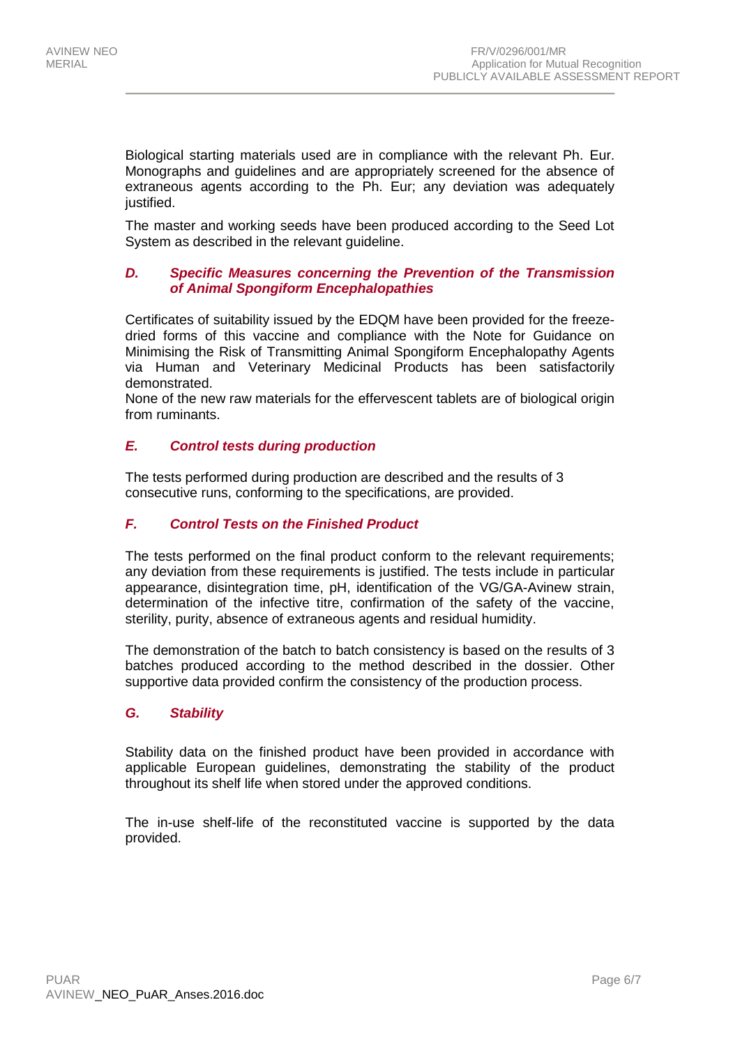Biological starting materials used are in compliance with the relevant Ph. Eur. Monographs and guidelines and are appropriately screened for the absence of extraneous agents according to the Ph. Eur; any deviation was adequately justified.

The master and working seeds have been produced according to the Seed Lot System as described in the relevant guideline.

### *D. Specific Measures concerning the Prevention of the Transmission of Animal Spongiform Encephalopathies*

Certificates of suitability issued by the EDQM have been provided for the freeze-dried forms of this vaccine and compliance with the Note for Guidance on Minimising the Risk of Transmitting Animal Spongiform Encephalopathy Agents via Human and Veterinary Medicinal Products has been satisfactorily demonstrated.
None of the new raw materials for the effervescent tablets are of biological origin from ruminants.

### *E. Control tests during production*

The tests performed during production are described and the results of 3 consecutive runs, conforming to the specifications, are provided.

### *F. Control Tests on the Finished Product*

The tests performed on the final product conform to the relevant requirements; any deviation from these requirements is justified. The tests include in particular appearance, disintegration time, pH, identification of the VG/GA-Avinew strain, determination of the infective titre, confirmation of the safety of the vaccine, sterility, purity, absence of extraneous agents and residual humidity.

The demonstration of the batch to batch consistency is based on the results of 3 batches produced according to the method described in the dossier. Other supportive data provided confirm the consistency of the production process.

### *G. Stability*

Stability data on the finished product have been provided in accordance with applicable European guidelines, demonstrating the stability of the product throughout its shelf life when stored under the approved conditions.

The in-use shelf-life of the reconstituted vaccine is supported by the data provided.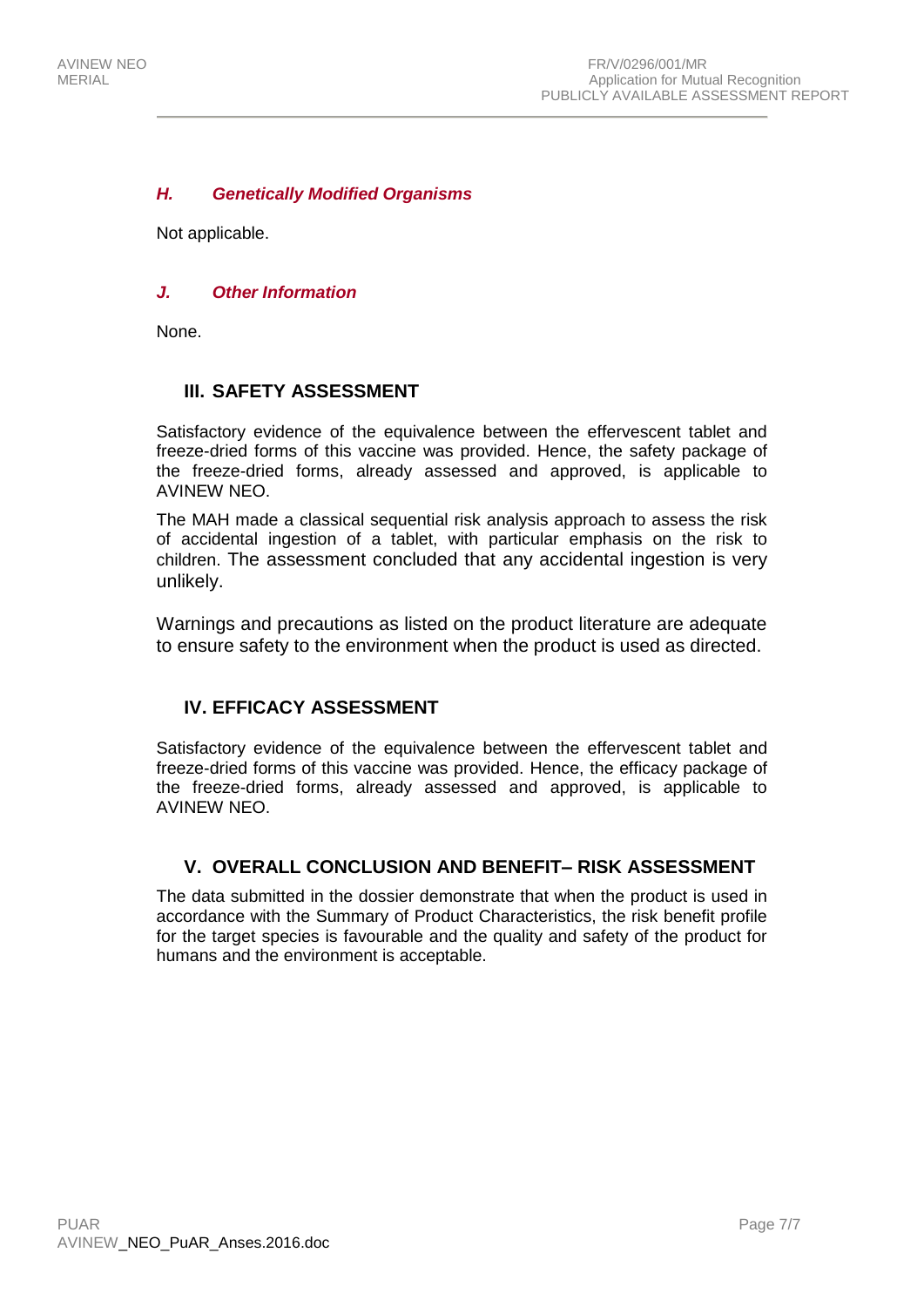### *H. Genetically Modified Organisms*

Not applicable.

### *J. Other Information*

None.

## III. SAFETY ASSESSMENT

Satisfactory evidence of the equivalence between the effervescent tablet and freeze-dried forms of this vaccine was provided. Hence, the safety package of the freeze-dried forms, already assessed and approved, is applicable to AVINEW NEO.

The MAH made a classical sequential risk analysis approach to assess the risk of accidental ingestion of a tablet, with particular emphasis on the risk to children. The assessment concluded that any accidental ingestion is very unlikely.

Warnings and precautions as listed on the product literature are adequate to ensure safety to the environment when the product is used as directed.

## IV. EFFICACY ASSESSMENT

Satisfactory evidence of the equivalence between the effervescent tablet and freeze-dried forms of this vaccine was provided. Hence, the efficacy package of the freeze-dried forms, already assessed and approved, is applicable to AVINEW NEO.

## V. OVERALL CONCLUSION AND BENEFIT– RISK ASSESSMENT

The data submitted in the dossier demonstrate that when the product is used in accordance with the Summary of Product Characteristics, the risk benefit profile for the target species is favourable and the quality and safety of the product for humans and the environment is acceptable.